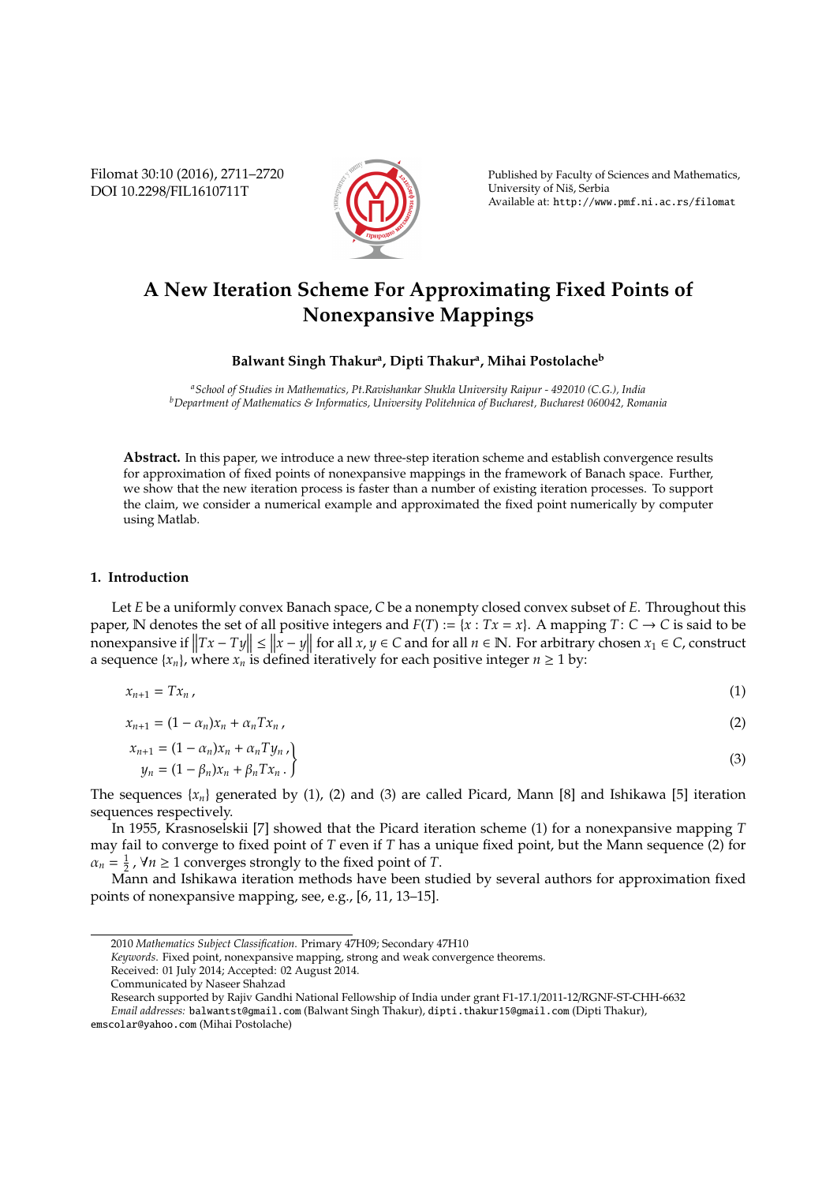# A New Iteration Scheme For Approximating Fixed Points of Nonexpansive Mappings

**Balwant Singh Thakur[a], Dipti Thakur[a], Mihai Postolache[b]**

*[a]School of Studies in Mathematics, Pt.Ravishankar Shukla University Raipur - 492010 (C.G.), India*
*[b]Department of Mathematics & Informatics, University Politehnica of Bucharest, Bucharest 060042, Romania*

**Abstract.** In this paper, we introduce a new three-step iteration scheme and establish convergence results for approximation of fixed points of nonexpansive mappings in the framework of Banach space. Further, we show that the new iteration process is faster than a number of existing iteration processes. To support the claim, we consider a numerical example and approximated the fixed point numerically by computer using Matlab.

## 1. Introduction

Let $E$ be a uniformly convex Banach space, $C$ be a nonempty closed convex subset of $E$. Throughout this paper, $\mathbb{N}$ denotes the set of all positive integers and $F(T) := \{x : Tx = x\}$. A mapping $T : C \to C$ is said to be nonexpansive if $\|Tx - Ty\| \leq \|x - y\|$ for all $x, y \in C$ and for all $n \in \mathbb{N}$. For arbitrary chosen $x_1 \in C$, construct a sequence $\{x_n\}$, where $x_n$ is defined iteratively for each positive integer $n \geq 1$ by:

$$x_{n+1} = Tx_n \,, \tag{1}$$

$$x_{n+1} = (1 - \alpha_n)x_n + \alpha_n Tx_n \,, \tag{2}$$

$$\left.\begin{aligned} x_{n+1} &= (1 - \alpha_n)x_n + \alpha_n Ty_n \,, \\ y_n &= (1 - \beta_n)x_n + \beta_n Tx_n \,. \end{aligned}\right\} \tag{3}$$

The sequences $\{x_n\}$ generated by (1), (2) and (3) are called Picard, Mann [8] and Ishikawa [5] iteration sequences respectively.

In 1955, Krasnoselskii [7] showed that the Picard iteration scheme (1) for a nonexpansive mapping $T$ may fail to converge to fixed point of $T$ even if $T$ has a unique fixed point, but the Mann sequence (2) for $\alpha_n = \frac{1}{2}$, $\forall n \geq 1$ converges strongly to the fixed point of $T$.

Mann and Ishikawa iteration methods have been studied by several authors for approximation fixed points of nonexpansive mapping, see, e.g., [6, 11, 13–15].

---

2010 *Mathematics Subject Classification*. Primary 47H09; Secondary 47H10

*Keywords*. Fixed point, nonexpansive mapping, strong and weak convergence theorems.

Received: 01 July 2014; Accepted: 02 August 2014.

Communicated by Naseer Shahzad

Research supported by Rajiv Gandhi National Fellowship of India under grant F1-17.1/2011-12/RGNF-ST-CHH-6632

*Email addresses:* balwantst@gmail.com (Balwant Singh Thakur), dipti.thakur15@gmail.com (Dipti Thakur), emscolar@yahoo.com (Mihai Postolache)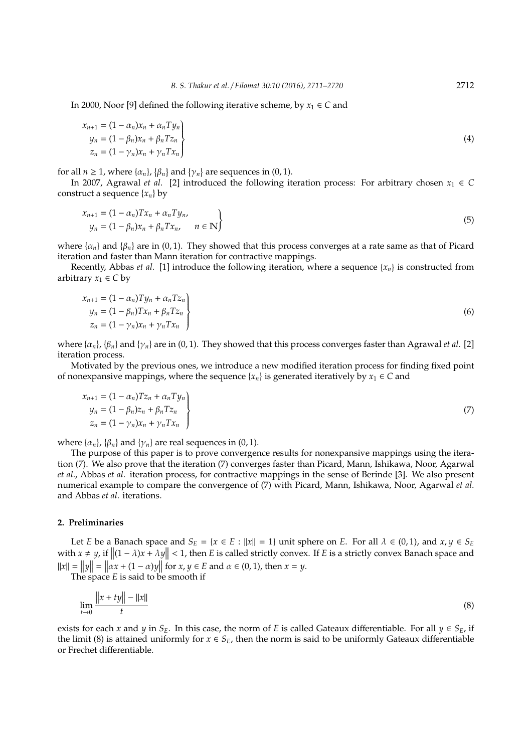In 2000, Noor [9] defined the following iterative scheme, by $x_1 \in C$ and

$$\left.\begin{aligned} x_{n+1} &= (1-\alpha_n)x_n + \alpha_n T y_n \\ y_n &= (1-\beta_n)x_n + \beta_n T z_n \\ z_n &= (1-\gamma_n)x_n + \gamma_n T x_n \end{aligned}\right\} \tag{4}$$

for all $n \geq 1$, where $\{\alpha_n\}$, $\{\beta_n\}$ and $\{\gamma_n\}$ are sequences in $(0, 1)$.

In 2007, Agrawal *et al*. [2] introduced the following iteration process: For arbitrary chosen $x_1 \in C$ construct a sequence $\{x_n\}$ by

$$\left.\begin{aligned} x_{n+1} &= (1-\alpha_n)Tx_n + \alpha_n T y_n, \\ y_n &= (1-\beta_n)x_n + \beta_n T x_n, \quad n \in \mathbb{N} \end{aligned}\right\} \tag{5}$$

where $\{\alpha_n\}$ and $\{\beta_n\}$ are in $(0, 1)$. They showed that this process converges at a rate same as that of Picard iteration and faster than Mann iteration for contractive mappings.

Recently, Abbas *et al*. [1] introduce the following iteration, where a sequence $\{x_n\}$ is constructed from arbitrary $x_1 \in C$ by

$$\left.\begin{aligned} x_{n+1} &= (1-\alpha_n)Ty_n + \alpha_n T z_n \\ y_n &= (1-\beta_n)Tx_n + \beta_n T z_n \\ z_n &= (1-\gamma_n)x_n + \gamma_n T x_n \end{aligned}\right\} \tag{6}$$

where $\{\alpha_n\}$, $\{\beta_n\}$ and $\{\gamma_n\}$ are in $(0, 1)$. They showed that this process converges faster than Agrawal *et al.* [2] iteration process.

Motivated by the previous ones, we introduce a new modified iteration process for finding fixed point of nonexpansive mappings, where the sequence $\{x_n\}$ is generated iteratively by $x_1 \in C$ and

$$\left.\begin{aligned} x_{n+1} &= (1-\alpha_n)Tz_n + \alpha_n T y_n \\ y_n &= (1-\beta_n)z_n + \beta_n T z_n \\ z_n &= (1-\gamma_n)x_n + \gamma_n T x_n \end{aligned}\right\} \tag{7}$$

where $\{\alpha_n\}$, $\{\beta_n\}$ and $\{\gamma_n\}$ are real sequences in $(0, 1)$.

The purpose of this paper is to prove convergence results for nonexpansive mappings using the iteration (7). We also prove that the iteration (7) converges faster than Picard, Mann, Ishikawa, Noor, Agarwal *et al*., Abbas *et al*. iteration process, for contractive mappings in the sense of Berinde [3]. We also present numerical example to compare the convergence of (7) with Picard, Mann, Ishikawa, Noor, Agarwal *et al*. and Abbas *et al*. iterations.

## 2. Preliminaries

Let $E$ be a Banach space and $S_E = \{x \in E : \|x\| = 1\}$ unit sphere on $E$. For all $\lambda \in (0, 1)$, and $x, y \in S_E$ with $x \neq y$, if $\|(1-\lambda)x + \lambda y\| < 1$, then $E$ is called strictly convex. If $E$ is a strictly convex Banach space and $\|x\| = \|y\| = \|\alpha x + (1-\alpha)y\|$ for $x, y \in E$ and $\alpha \in (0, 1)$, then $x = y$.

The space $E$ is said to be smooth if

$$\lim_{t \to 0} \frac{\|x + ty\| - \|x\|}{t} \tag{8}$$

exists for each $x$ and $y$ in $S_E$. In this case, the norm of $E$ is called Gateaux differentiable. For all $y \in S_E$, if the limit (8) is attained uniformly for $x \in S_E$, then the norm is said to be uniformly Gateaux differentiable or Frechet differentiable.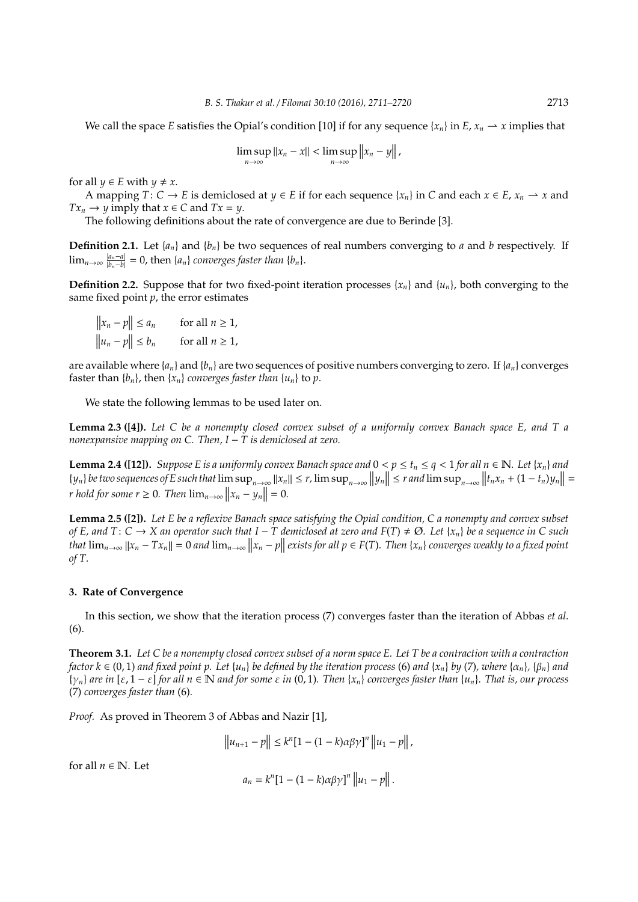We call the space $E$ satisfies the Opial's condition [10] if for any sequence $\{x_n\}$ in $E$, $x_n \rightharpoonup x$ implies that

$$\limsup_{n\to\infty} \|x_n - x\| < \limsup_{n\to\infty} \|x_n - y\|,$$

for all $y \in E$ with $y \neq x$.

A mapping $T\colon C \to E$ is demiclosed at $y \in E$ if for each sequence $\{x_n\}$ in $C$ and each $x \in E$, $x_n \rightharpoonup x$ and $Tx_n \to y$ imply that $x \in C$ and $Tx = y$.

The following definitions about the rate of convergence are due to Berinde [3].

**Definition 2.1.** Let $\{a_n\}$ and $\{b_n\}$ be two sequences of real numbers converging to $a$ and $b$ respectively. If $\lim_{n\to\infty} \frac{|a_n - a|}{|b_n - b|} = 0$, then $\{a_n\}$ *converges faster than* $\{b_n\}$.

**Definition 2.2.** Suppose that for two fixed-point iteration processes $\{x_n\}$ and $\{u_n\}$, both converging to the same fixed point $p$, the error estimates

$$\|x_n - p\| \leq a_n \qquad \text{for all } n \geq 1,$$
$$\|u_n - p\| \leq b_n \qquad \text{for all } n \geq 1,$$

are available where $\{a_n\}$ and $\{b_n\}$ are two sequences of positive numbers converging to zero. If $\{a_n\}$ converges faster than $\{b_n\}$, then $\{x_n\}$ *converges faster than* $\{u_n\}$ to $p$.

We state the following lemmas to be used later on.

**Lemma 2.3 ([4]).** *Let $C$ be a nonempty closed convex subset of a uniformly convex Banach space $E$, and $T$ a nonexpansive mapping on $C$. Then, $I - T$ is demiclosed at zero.*

**Lemma 2.4 ([12]).** *Suppose $E$ is a uniformly convex Banach space and $0 < p \leq t_n \leq q < 1$ for all $n \in \mathbb{N}$. Let $\{x_n\}$ and $\{y_n\}$ be two sequences of $E$ such that $\limsup_{n\to\infty} \|x_n\| \leq r$, $\limsup_{n\to\infty} \|y_n\| \leq r$ and $\limsup_{n\to\infty} \|t_n x_n + (1-t_n)y_n\| = r$ hold for some $r \geq 0$. Then $\lim_{n\to\infty} \|x_n - y_n\| = 0$.*

**Lemma 2.5 ([2]).** *Let $E$ be a reflexive Banach space satisfying the Opial condition, $C$ a nonempty and convex subset of $E$, and $T\colon C \to X$ an operator such that $I - T$ demiclosed at zero and $F(T) \neq \emptyset$. Let $\{x_n\}$ be a sequence in $C$ such that $\lim_{n\to\infty} \|x_n - Tx_n\| = 0$ and $\lim_{n\to\infty} \|x_n - p\|$ exists for all $p \in F(T)$. Then $\{x_n\}$ converges weakly to a fixed point of $T$.*

## 3. Rate of Convergence

In this section, we show that the iteration process (7) converges faster than the iteration of Abbas *et al.* (6).

**Theorem 3.1.** *Let $C$ be a nonempty closed convex subset of a norm space $E$. Let $T$ be a contraction with a contraction factor $k \in (0,1)$ and fixed point $p$. Let $\{u_n\}$ be defined by the iteration process* (6) *and $\{x_n\}$ by* (7)*, where $\{\alpha_n\}$, $\{\beta_n\}$ and $\{\gamma_n\}$ are in $[\varepsilon, 1-\varepsilon]$ for all $n \in \mathbb{N}$ and for some $\varepsilon$ in $(0,1)$. Then $\{x_n\}$ converges faster than $\{u_n\}$. That is, our process* (7) *converges faster than* (6)*.*

*Proof.* As proved in Theorem 3 of Abbas and Nazir [1],

$$\|u_{n+1} - p\| \leq k^n [1 - (1-k)\alpha\beta\gamma]^n \|u_1 - p\|,$$

for all $n \in \mathbb{N}$. Let

$$a_n = k^n [1 - (1-k)\alpha\beta\gamma]^n \|u_1 - p\|.$$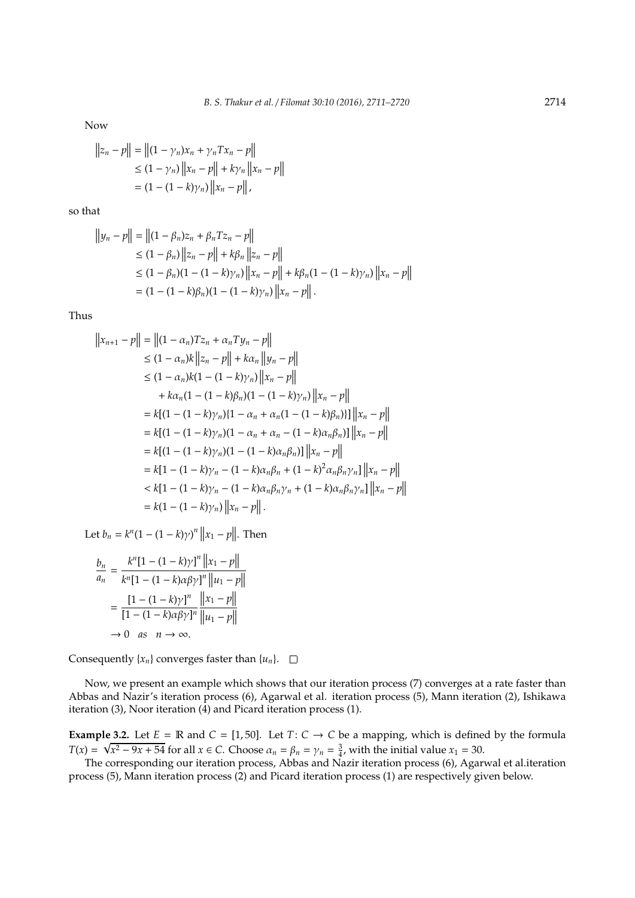Now

$$
\begin{aligned}
\|z_n - p\| &= \|(1-\gamma_n)x_n + \gamma_n T x_n - p\| \\
&\leq (1-\gamma_n)\|x_n - p\| + k\gamma_n \|x_n - p\| \\
&= (1-(1-k)\gamma_n)\|x_n - p\|,
\end{aligned}
$$

so that

$$
\begin{aligned}
\|y_n - p\| &= \|(1-\beta_n)z_n + \beta_n T z_n - p\| \\
&\leq (1-\beta_n)\|z_n - p\| + k\beta_n \|z_n - p\| \\
&\leq (1-\beta_n)(1-(1-k)\gamma_n)\|x_n - p\| + k\beta_n(1-(1-k)\gamma_n)\|x_n - p\| \\
&= (1-(1-k)\beta_n)(1-(1-k)\gamma_n)\|x_n - p\|.
\end{aligned}
$$

Thus

$$
\begin{aligned}
\|x_{n+1} - p\| &= \|(1-\alpha_n)Tz_n + \alpha_n T y_n - p\| \\
&\leq (1-\alpha_n)k\|z_n - p\| + k\alpha_n \|y_n - p\| \\
&\leq (1-\alpha_n)k(1-(1-k)\gamma_n)\|x_n - p\| \\
&\quad + k\alpha_n(1-(1-k)\beta_n)(1-(1-k)\gamma_n)\|x_n - p\| \\
&= k[(1-(1-k)\gamma_n)\{1-\alpha_n + \alpha_n(1-(1-k)\beta_n)\}]\|x_n - p\| \\
&= k[(1-(1-k)\gamma_n)(1-\alpha_n + \alpha_n - (1-k)\alpha_n\beta_n)]\|x_n - p\| \\
&= k[(1-(1-k)\gamma_n)(1-(1-k)\alpha_n\beta_n)]\|x_n - p\| \\
&= k[1-(1-k)\gamma_n - (1-k)\alpha_n\beta_n + (1-k)^2\alpha_n\beta_n\gamma_n]\|x_n - p\| \\
&< k[1-(1-k)\gamma_n - (1-k)\alpha_n\beta_n\gamma_n + (1-k)\alpha_n\beta_n\gamma_n]\|x_n - p\| \\
&= k(1-(1-k)\gamma_n)\|x_n - p\|.
\end{aligned}
$$

Let $b_n = k^n(1-(1-k)\gamma)^n \|x_1 - p\|$. Then

$$
\begin{aligned}
\frac{b_n}{a_n} &= \frac{k^n[1-(1-k)\gamma]^n \|x_1 - p\|}{k^n[1-(1-k)\alpha\beta\gamma]^n \|u_1 - p\|} \\
&= \frac{[1-(1-k)\gamma]^n}{[1-(1-k)\alpha\beta\gamma]^n} \frac{\|x_1 - p\|}{\|u_1 - p\|} \\
&\to 0 \quad as \quad n \to \infty.
\end{aligned}
$$

Consequently $\{x_n\}$ converges faster than $\{u_n\}$. □

Now, we present an example which shows that our iteration process (7) converges at a rate faster than Abbas and Nazir's iteration process (6), Agarwal et al. iteration process (5), Mann iteration (2), Ishikawa iteration (3), Noor iteration (4) and Picard iteration process (1).

**Example 3.2.** Let $E = \mathbb{R}$ and $C = [1, 50]$. Let $T: C \to C$ be a mapping, which is defined by the formula $T(x) = \sqrt{x^2 - 9x + 54}$ for all $x \in C$. Choose $\alpha_n = \beta_n = \gamma_n = \frac{3}{4}$, with the initial value $x_1 = 30$.

The corresponding our iteration process, Abbas and Nazir iteration process (6), Agarwal et al.iteration process (5), Mann iteration process (2) and Picard iteration process (1) are respectively given below.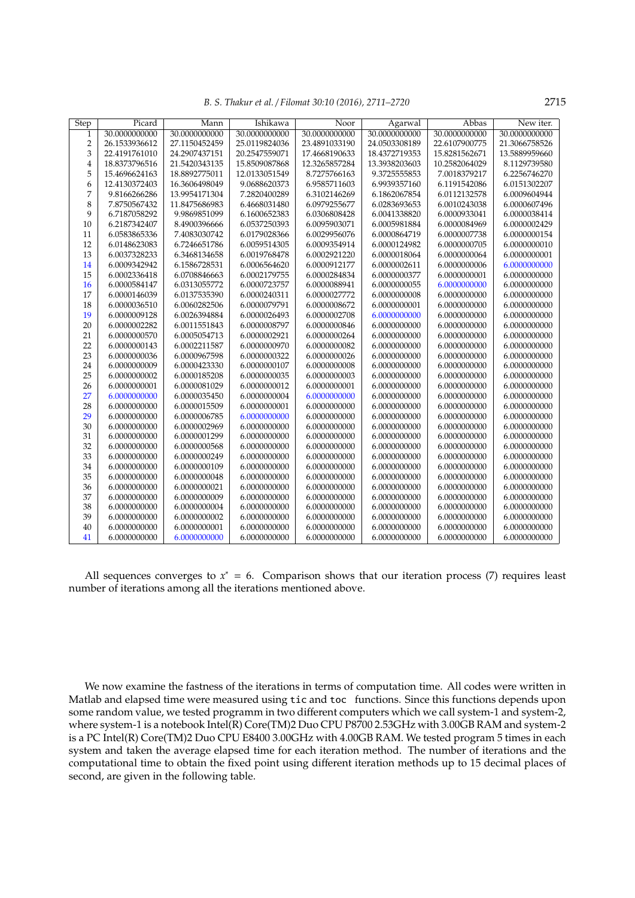| Step | Picard | Mann | Ishikawa | Noor | Agarwal | Abbas | New iter. |
|---|---|---|---|---|---|---|---|
| 1 | 30.0000000000 | 30.0000000000 | 30.0000000000 | 30.0000000000 | 30.0000000000 | 30.0000000000 | 30.0000000000 |
| 2 | 26.1533936612 | 27.1150452459 | 25.0119824036 | 23.4891033190 | 24.0503308189 | 22.6107900775 | 21.3066758526 |
| 3 | 22.4191761010 | 24.2907437151 | 20.2547559071 | 17.4668190633 | 18.4372719353 | 15.8281562671 | 13.5889959660 |
| 4 | 18.8373796516 | 21.5420343135 | 15.8509087868 | 12.3265857284 | 13.3938203603 | 10.2582064029 | 8.1129739580 |
| 5 | 15.4696624163 | 18.8892775011 | 12.0133051549 | 8.7275766163 | 9.3725555853 | 7.0018379217 | 6.2256746270 |
| 6 | 12.4130372403 | 16.3606498049 | 9.0688620373 | 6.9585711603 | 6.9939357160 | 6.1191542086 | 6.0151302207 |
| 7 | 9.8166266286 | 13.9954171304 | 7.2820400289 | 6.3102146269 | 6.1862067854 | 6.0112132578 | 6.0009604944 |
| 8 | 7.8750567432 | 11.8475686983 | 6.4668031480 | 6.0979255677 | 6.0283693653 | 6.0010243038 | 6.0000607496 |
| 9 | 6.7187058292 | 9.9869851099 | 6.1600652383 | 6.0306808428 | 6.0041338820 | 6.0000933041 | 6.0000038414 |
| 10 | 6.2187342407 | 8.4900396666 | 6.0537250393 | 6.0095903071 | 6.0005981884 | 6.0000084969 | 6.0000002429 |
| 11 | 6.0583865336 | 7.4083030742 | 6.0179028366 | 6.0029956076 | 6.0000864719 | 6.0000007738 | 6.0000000154 |
| 12 | 6.0148623083 | 6.7246651786 | 6.0059514305 | 6.0009354914 | 6.0000124982 | 6.0000000705 | 6.0000000010 |
| 13 | 6.0037328233 | 6.3468134658 | 6.0019768478 | 6.0002921220 | 6.0000018064 | 6.0000000064 | 6.0000000001 |
| 14 | 6.0009342942 | 6.1586728531 | 6.0006564620 | 6.0000912177 | 6.0000002611 | 6.0000000006 | 6.0000000000 |
| 15 | 6.0002336418 | 6.0708846663 | 6.0002179755 | 6.0000284834 | 6.0000000377 | 6.0000000001 | 6.0000000000 |
| 16 | 6.0000584147 | 6.0313055772 | 6.0000723757 | 6.0000088941 | 6.0000000055 | 6.0000000000 | 6.0000000000 |
| 17 | 6.0000146039 | 6.0137535390 | 6.0000240311 | 6.0000027772 | 6.0000000008 | 6.0000000000 | 6.0000000000 |
| 18 | 6.0000036510 | 6.0060282506 | 6.0000079791 | 6.0000008672 | 6.0000000001 | 6.0000000000 | 6.0000000000 |
| 19 | 6.0000009128 | 6.0026394884 | 6.0000026493 | 6.0000002708 | 6.0000000000 | 6.0000000000 | 6.0000000000 |
| 20 | 6.0000002282 | 6.0011551843 | 6.0000008797 | 6.0000000846 | 6.0000000000 | 6.0000000000 | 6.0000000000 |
| 21 | 6.0000000570 | 6.0005054713 | 6.0000002921 | 6.0000000264 | 6.0000000000 | 6.0000000000 | 6.0000000000 |
| 22 | 6.0000000143 | 6.0002211587 | 6.0000000970 | 6.0000000082 | 6.0000000000 | 6.0000000000 | 6.0000000000 |
| 23 | 6.0000000036 | 6.0000967598 | 6.0000000322 | 6.0000000026 | 6.0000000000 | 6.0000000000 | 6.0000000000 |
| 24 | 6.0000000009 | 6.0000423330 | 6.0000000107 | 6.0000000008 | 6.0000000000 | 6.0000000000 | 6.0000000000 |
| 25 | 6.0000000002 | 6.0000185208 | 6.0000000035 | 6.0000000003 | 6.0000000000 | 6.0000000000 | 6.0000000000 |
| 26 | 6.0000000001 | 6.0000081029 | 6.0000000012 | 6.0000000001 | 6.0000000000 | 6.0000000000 | 6.0000000000 |
| 27 | 6.0000000000 | 6.0000035450 | 6.0000000004 | 6.0000000000 | 6.0000000000 | 6.0000000000 | 6.0000000000 |
| 28 | 6.0000000000 | 6.0000015509 | 6.0000000001 | 6.0000000000 | 6.0000000000 | 6.0000000000 | 6.0000000000 |
| 29 | 6.0000000000 | 6.0000006785 | 6.0000000000 | 6.0000000000 | 6.0000000000 | 6.0000000000 | 6.0000000000 |
| 30 | 6.0000000000 | 6.0000002969 | 6.0000000000 | 6.0000000000 | 6.0000000000 | 6.0000000000 | 6.0000000000 |
| 31 | 6.0000000000 | 6.0000001299 | 6.0000000000 | 6.0000000000 | 6.0000000000 | 6.0000000000 | 6.0000000000 |
| 32 | 6.0000000000 | 6.0000000568 | 6.0000000000 | 6.0000000000 | 6.0000000000 | 6.0000000000 | 6.0000000000 |
| 33 | 6.0000000000 | 6.0000000249 | 6.0000000000 | 6.0000000000 | 6.0000000000 | 6.0000000000 | 6.0000000000 |
| 34 | 6.0000000000 | 6.0000000109 | 6.0000000000 | 6.0000000000 | 6.0000000000 | 6.0000000000 | 6.0000000000 |
| 35 | 6.0000000000 | 6.0000000048 | 6.0000000000 | 6.0000000000 | 6.0000000000 | 6.0000000000 | 6.0000000000 |
| 36 | 6.0000000000 | 6.0000000021 | 6.0000000000 | 6.0000000000 | 6.0000000000 | 6.0000000000 | 6.0000000000 |
| 37 | 6.0000000000 | 6.0000000009 | 6.0000000000 | 6.0000000000 | 6.0000000000 | 6.0000000000 | 6.0000000000 |
| 38 | 6.0000000000 | 6.0000000004 | 6.0000000000 | 6.0000000000 | 6.0000000000 | 6.0000000000 | 6.0000000000 |
| 39 | 6.0000000000 | 6.0000000002 | 6.0000000000 | 6.0000000000 | 6.0000000000 | 6.0000000000 | 6.0000000000 |
| 40 | 6.0000000000 | 6.0000000001 | 6.0000000000 | 6.0000000000 | 6.0000000000 | 6.0000000000 | 6.0000000000 |
| 41 | 6.0000000000 | 6.0000000000 | 6.0000000000 | 6.0000000000 | 6.0000000000 | 6.0000000000 | 6.0000000000 |

All sequences converges to $x^* = 6$. Comparison shows that our iteration process (7) requires least number of iterations among all the iterations mentioned above.

We now examine the fastness of the iterations in terms of computation time. All codes were written in Matlab and elapsed time were measured using `tic` and `toc` functions. Since this functions depends upon some random value, we tested programm in two different computers which we call system-1 and system-2, where system-1 is a notebook Intel(R) Core(TM)2 Duo CPU P8700 2.53GHz with 3.00GB RAM and system-2 is a PC Intel(R) Core(TM)2 Duo CPU E8400 3.00GHz with 4.00GB RAM. We tested program 5 times in each system and taken the average elapsed time for each iteration method. The number of iterations and the computational time to obtain the fixed point using different iteration methods up to 15 decimal places of second, are given in the following table.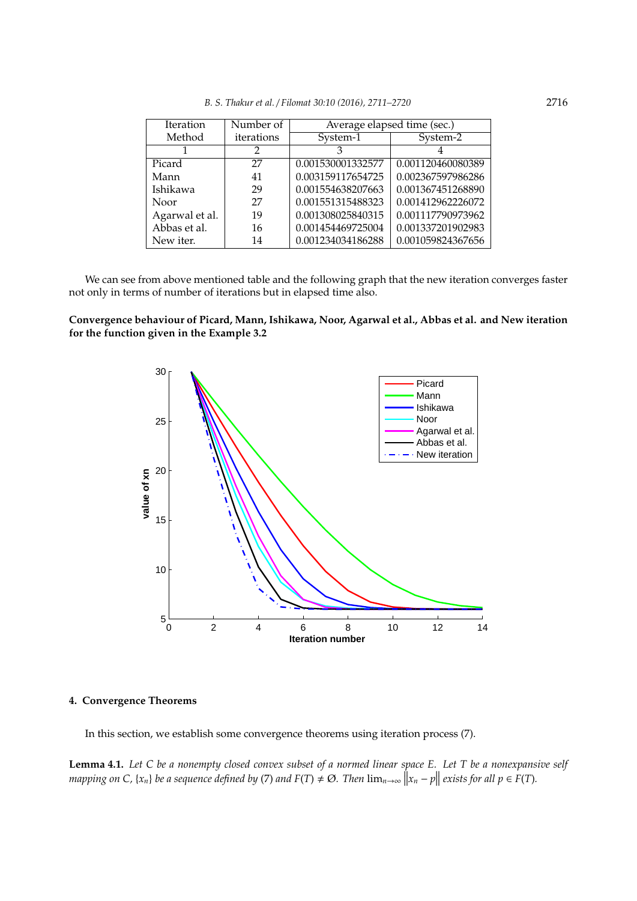| Iteration Method | Number of iterations | Average elapsed time (sec.) | |
|---|---|---|---|
| | | System-1 | System-2 |
| 1 | 2 | 3 | 4 |
| Picard | 27 | 0.001530001332577 | 0.001120460080389 |
| Mann | 41 | 0.003159117654725 | 0.002367597986286 |
| Ishikawa | 29 | 0.001554638207663 | 0.001367451268890 |
| Noor | 27 | 0.001551315488323 | 0.001412962226072 |
| Agarwal et al. | 19 | 0.001308025840315 | 0.001117790973962 |
| Abbas et al. | 16 | 0.001454469725004 | 0.001337201902983 |
| New iter. | 14 | 0.001234034186288 | 0.001059824367656 |

We can see from above mentioned table and the following graph that the new iteration converges faster not only in terms of number of iterations but in elapsed time also.

**Convergence behaviour of Picard, Mann, Ishikawa, Noor, Agarwal et al., Abbas et al. and New iteration for the function given in the Example 3.2**

## 4. Convergence Theorems

In this section, we establish some convergence theorems using iteration process (7).

**Lemma 4.1.** *Let $C$ be a nonempty closed convex subset of a normed linear space $E$. Let $T$ be a nonexpansive self mapping on $C$, $\{x_n\}$ be a sequence defined by (7) and $F(T) \neq \emptyset$. Then $\lim_{n\to\infty} \|x_n - p\|$ exists for all $p \in F(T)$.*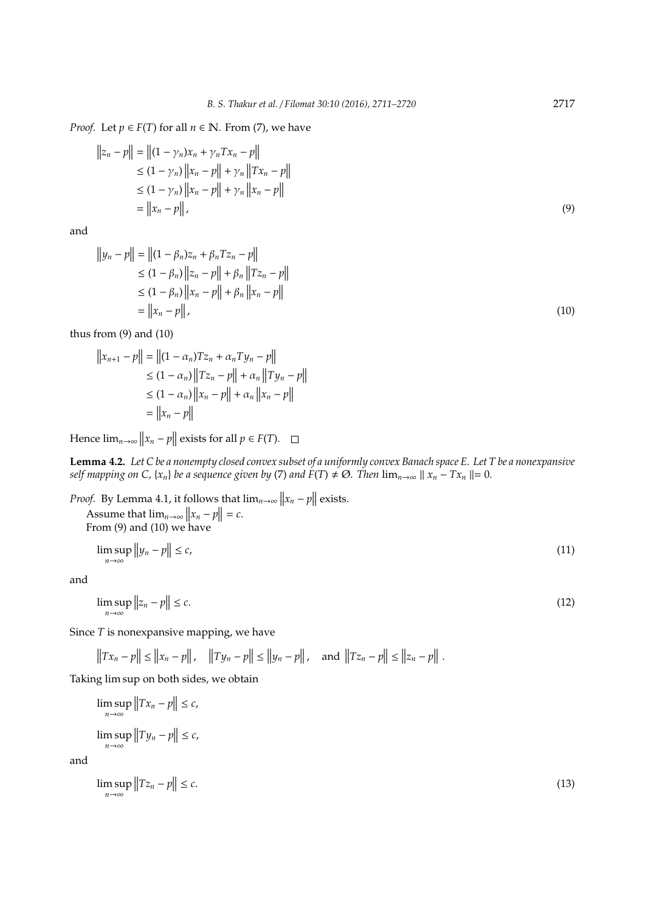*Proof.* Let $p \in F(T)$ for all $n \in \mathbb{N}$. From (7), we have

$$
\begin{aligned}
\left\|z_n - p\right\| &= \left\|(1-\gamma_n)x_n + \gamma_n T x_n - p\right\| \\
&\leq (1-\gamma_n)\left\|x_n - p\right\| + \gamma_n \left\|T x_n - p\right\| \\
&\leq (1-\gamma_n)\left\|x_n - p\right\| + \gamma_n \left\|x_n - p\right\| \\
&= \left\|x_n - p\right\|,
\end{aligned} \tag{9}
$$

and

$$
\begin{aligned}
\left\|y_n - p\right\| &= \left\|(1-\beta_n)z_n + \beta_n T z_n - p\right\| \\
&\leq (1-\beta_n)\left\|z_n - p\right\| + \beta_n \left\|T z_n - p\right\| \\
&\leq (1-\beta_n)\left\|x_n - p\right\| + \beta_n \left\|x_n - p\right\| \\
&= \left\|x_n - p\right\|,
\end{aligned} \tag{10}
$$

thus from (9) and (10)

$$
\begin{aligned}
\left\|x_{n+1} - p\right\| &= \left\|(1-\alpha_n)T z_n + \alpha_n T y_n - p\right\| \\
&\leq (1-\alpha_n)\left\|T z_n - p\right\| + \alpha_n \left\|T y_n - p\right\| \\
&\leq (1-\alpha_n)\left\|x_n - p\right\| + \alpha_n \left\|x_n - p\right\| \\
&= \left\|x_n - p\right\|
\end{aligned}
$$

Hence $\lim_{n\to\infty}\left\|x_n - p\right\|$ exists for all $p \in F(T)$. $\square$

**Lemma 4.2.** *Let $C$ be a nonempty closed convex subset of a uniformly convex Banach space $E$. Let $T$ be a nonexpansive self mapping on $C$, $\{x_n\}$ be a sequence given by (7) and $F(T) \neq \emptyset$. Then $\lim_{n\to\infty} \| x_n - T x_n \| = 0$.*

*Proof.* By Lemma 4.1, it follows that $\lim_{n\to\infty}\left\|x_n - p\right\|$ exists.
Assume that $\lim_{n\to\infty}\left\|x_n - p\right\| = c$.
From (9) and (10) we have

$$
\limsup_{n\to\infty}\left\|y_n - p\right\| \leq c, \tag{11}
$$

and

$$
\limsup_{n\to\infty}\left\|z_n - p\right\| \leq c. \tag{12}
$$

Since $T$ is nonexpansive mapping, we have

$$
\left\|T x_n - p\right\| \leq \left\|x_n - p\right\|, \quad \left\|T y_n - p\right\| \leq \left\|y_n - p\right\|, \quad \text{and } \left\|T z_n - p\right\| \leq \left\|z_n - p\right\|.
$$

Taking lim sup on both sides, we obtain

$$
\limsup_{n\to\infty}\left\|T x_n - p\right\| \leq c,
$$

$$
\limsup_{n\to\infty}\left\|T y_n - p\right\| \leq c,
$$

and

$$
\limsup_{n\to\infty}\left\|T z_n - p\right\| \leq c. \tag{13}
$$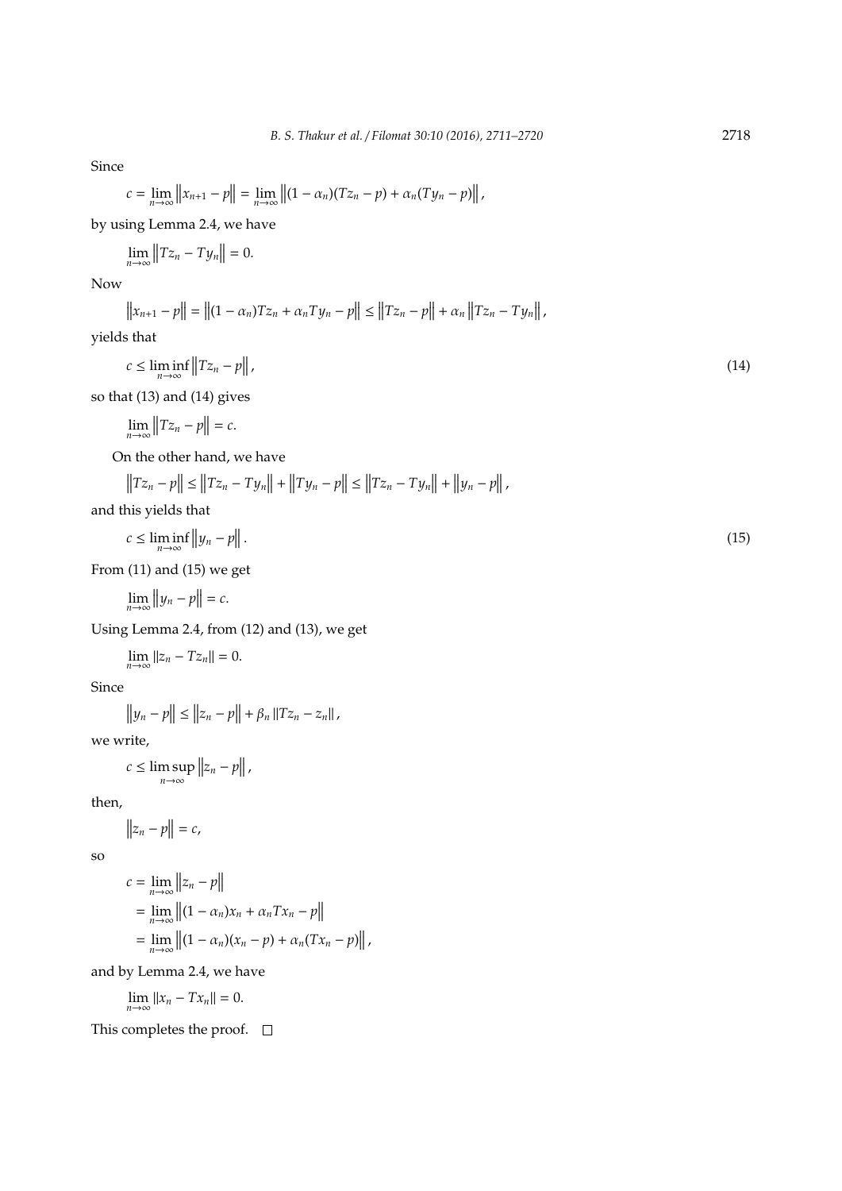Since

$$c = \lim_{n\to\infty} \left\|x_{n+1} - p\right\| = \lim_{n\to\infty} \left\|(1-\alpha_n)(Tz_n - p) + \alpha_n(Ty_n - p)\right\|,$$

by using Lemma 2.4, we have

$$\lim_{n\to\infty} \left\|Tz_n - Ty_n\right\| = 0.$$

Now

$$\left\|x_{n+1} - p\right\| = \left\|(1-\alpha_n)Tz_n + \alpha_n Ty_n - p\right\| \leq \left\|Tz_n - p\right\| + \alpha_n \left\|Tz_n - Ty_n\right\|,$$

yields that

$$c \leq \liminf_{n\to\infty} \left\|Tz_n - p\right\|, \tag{14}$$

so that (13) and (14) gives

$$\lim_{n\to\infty} \left\|Tz_n - p\right\| = c.$$

On the other hand, we have

$$\left\|Tz_n - p\right\| \leq \left\|Tz_n - Ty_n\right\| + \left\|Ty_n - p\right\| \leq \left\|Tz_n - Ty_n\right\| + \left\|y_n - p\right\|,$$

and this yields that

$$c \leq \liminf_{n\to\infty} \left\|y_n - p\right\|. \tag{15}$$

From (11) and (15) we get

$$\lim_{n\to\infty} \left\|y_n - p\right\| = c.$$

Using Lemma 2.4, from (12) and (13), we get

$$\lim_{n\to\infty} \|z_n - Tz_n\| = 0.$$

Since

$$\left\|y_n - p\right\| \leq \left\|z_n - p\right\| + \beta_n \|Tz_n - z_n\|,$$

we write,

$$c \leq \limsup_{n\to\infty} \left\|z_n - p\right\|,$$

then,

$$\left\|z_n - p\right\| = c,$$

so

$$\begin{aligned} c &= \lim_{n\to\infty} \left\|z_n - p\right\| \\ &= \lim_{n\to\infty} \left\|(1-\alpha_n)x_n + \alpha_n Tx_n - p\right\| \\ &= \lim_{n\to\infty} \left\|(1-\alpha_n)(x_n - p) + \alpha_n(Tx_n - p)\right\|, \end{aligned}$$

and by Lemma 2.4, we have

$$\lim_{n\to\infty} \|x_n - Tx_n\| = 0.$$

This completes the proof. □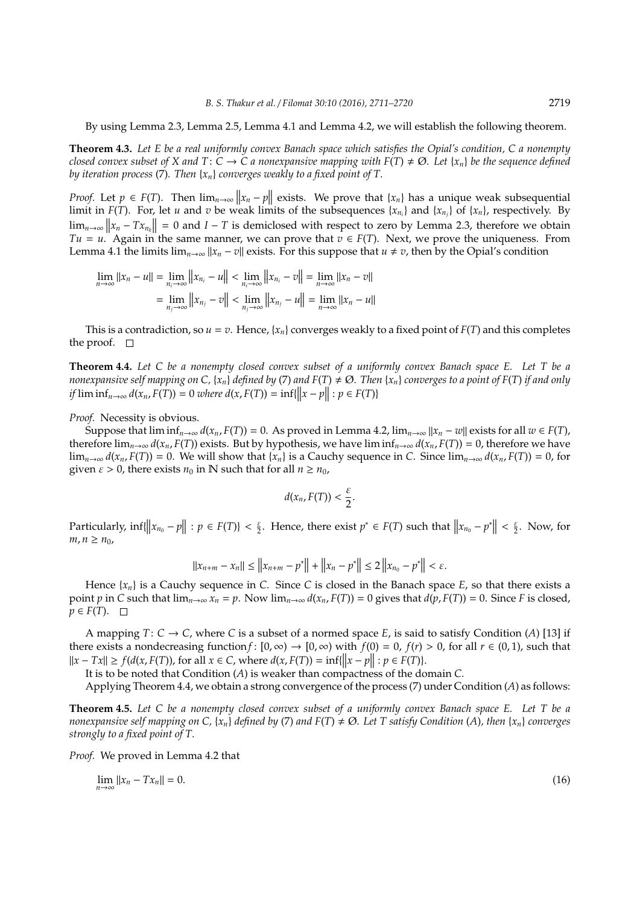By using Lemma 2.3, Lemma 2.5, Lemma 4.1 and Lemma 4.2, we will establish the following theorem.

**Theorem 4.3.** *Let $E$ be a real uniformly convex Banach space which satisfies the Opial's condition, $C$ a nonempty closed convex subset of $X$ and $T: C \to C$ a nonexpansive mapping with $F(T) \neq \emptyset$. Let $\{x_n\}$ be the sequence defined by iteration process* (7)*. Then $\{x_n\}$ converges weakly to a fixed point of $T$.*

*Proof.* Let $p \in F(T)$. Then $\lim_{n\to\infty} \|x_n - p\|$ exists. We prove that $\{x_n\}$ has a unique weak subsequential limit in $F(T)$. For, let $u$ and $v$ be weak limits of the subsequences $\{x_{n_i}\}$ and $\{x_{n_j}\}$ of $\{x_n\}$, respectively. By $\lim_{n\to\infty} \|x_n - Tx_{n_k}\| = 0$ and $I - T$ is demiclosed with respect to zero by Lemma 2.3, therefore we obtain $Tu = u$. Again in the same manner, we can prove that $v \in F(T)$. Next, we prove the uniqueness. From Lemma 4.1 the limits $\lim_{n\to\infty} \|x_n - v\|$ exists. For this suppose that $u \neq v$, then by the Opial's condition

$$
\begin{aligned}
\lim_{n\to\infty} \|x_n - u\| &= \lim_{n_i\to\infty} \|x_{n_i} - u\| < \lim_{n_i\to\infty} \|x_{n_i} - v\| = \lim_{n\to\infty} \|x_n - v\| \\
&= \lim_{n_j\to\infty} \|x_{n_j} - v\| < \lim_{n_j\to\infty} \|x_{n_j} - u\| = \lim_{n\to\infty} \|x_n - u\|
\end{aligned}
$$

This is a contradiction, so $u = v$. Hence, $\{x_n\}$ converges weakly to a fixed point of $F(T)$ and this completes the proof. □

**Theorem 4.4.** *Let $C$ be a nonempty closed convex subset of a uniformly convex Banach space $E$. Let $T$ be a nonexpansive self mapping on $C$, $\{x_n\}$ defined by* (7) *and $F(T) \neq \emptyset$. Then $\{x_n\}$ converges to a point of $F(T)$ if and only if $\liminf_{n\to\infty} d(x_n, F(T)) = 0$ where $d(x, F(T)) = \inf\{\|x - p\| : p \in F(T)\}$*

*Proof.* Necessity is obvious.

Suppose that $\liminf_{n\to\infty} d(x_n, F(T)) = 0$. As proved in Lemma 4.2, $\lim_{n\to\infty} \|x_n - w\|$ exists for all $w \in F(T)$, therefore $\lim_{n\to\infty} d(x_n, F(T))$ exists. But by hypothesis, we have $\liminf_{n\to\infty} d(x_n, F(T)) = 0$, therefore we have $\lim_{n\to\infty} d(x_n, F(T)) = 0$. We will show that $\{x_n\}$ is a Cauchy sequence in $C$. Since $\lim_{n\to\infty} d(x_n, F(T)) = 0$, for given $\varepsilon > 0$, there exists $n_0$ in $\mathbb{N}$ such that for all $n \geq n_0$,

$$
d(x_n, F(T)) < \frac{\varepsilon}{2}.
$$

Particularly, $\inf\{\|x_{n_0} - p\| : p \in F(T)\} < \frac{\varepsilon}{2}$. Hence, there exist $p^* \in F(T)$ such that $\|x_{n_0} - p^*\| < \frac{\varepsilon}{2}$. Now, for $m, n \geq n_0$,

$$
\|x_{n+m} - x_n\| \leq \|x_{n+m} - p^*\| + \|x_n - p^*\| \leq 2\|x_{n_0} - p^*\| < \varepsilon.
$$

Hence $\{x_n\}$ is a Cauchy sequence in $C$. Since $C$ is closed in the Banach space $E$, so that there exists a point $p$ in $C$ such that $\lim_{n\to\infty} x_n = p$. Now $\lim_{n\to\infty} d(x_n, F(T)) = 0$ gives that $d(p, F(T)) = 0$. Since $F$ is closed, $p \in F(T)$. □

A mapping $T: C \to C$, where $C$ is a subset of a normed space $E$, is said to satisfy Condition $(A)$ [13] if there exists a nondecreasing function $f: [0, \infty) \to [0, \infty)$ with $f(0) = 0$, $f(r) > 0$, for all $r \in (0, 1)$, such that $\|x - Tx\| \geq f(d(x, F(T))$, for all $x \in C$, where $d(x, F(T)) = \inf\{\|x - p\| : p \in F(T)\}$.

It is to be noted that Condition $(A)$ is weaker than compactness of the domain $C$.

Applying Theorem 4.4, we obtain a strong convergence of the process (7) under Condition $(A)$ as follows:

**Theorem 4.5.** *Let $C$ be a nonempty closed convex subset of a uniformly convex Banach space $E$. Let $T$ be a nonexpansive self mapping on $C$, $\{x_n\}$ defined by* (7) *and $F(T) \neq \emptyset$. Let $T$ satisfy Condition $(A)$, then $\{x_n\}$ converges strongly to a fixed point of $T$.*

*Proof.* We proved in Lemma 4.2 that

$$
\lim_{n\to\infty} \|x_n - Tx_n\| = 0. \tag{16}
$$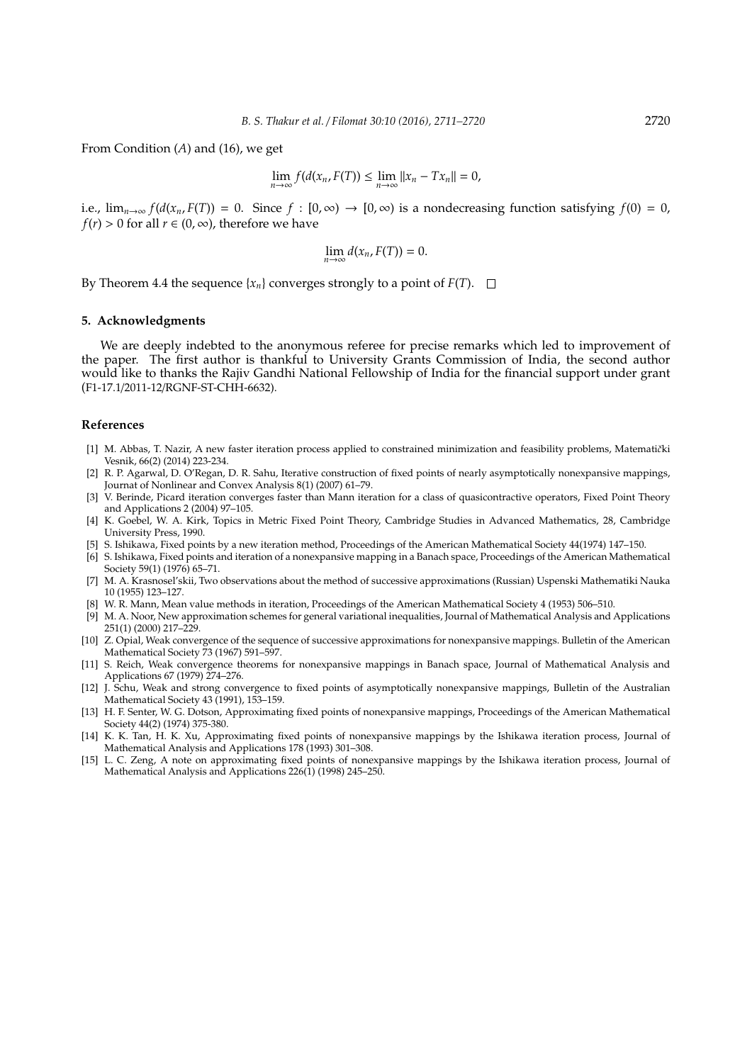From Condition $(A)$ and (16), we get

$$\lim_{n\to\infty} f(d(x_n, F(T)) \leq \lim_{n\to\infty} \|x_n - Tx_n\| = 0,$$

i.e., $\lim_{n\to\infty} f(d(x_n, F(T)) = 0$. Since $f : [0, \infty) \to [0, \infty)$ is a nondecreasing function satisfying $f(0) = 0$, $f(r) > 0$ for all $r \in (0, \infty)$, therefore we have

$$\lim_{n\to\infty} d(x_n, F(T)) = 0.$$

By Theorem 4.4 the sequence $\{x_n\}$ converges strongly to a point of $F(T)$. □

## 5. Acknowledgments

We are deeply indebted to the anonymous referee for precise remarks which led to improvement of the paper. The first author is thankful to University Grants Commission of India, the second author would like to thanks the Rajiv Gandhi National Fellowship of India for the financial support under grant (F1-17.1/2011-12/RGNF-ST-CHH-6632).

## References

[1] M. Abbas, T. Nazir, A new faster iteration process applied to constrained minimization and feasibility problems, Matematički Vesnik, 66(2) (2014) 223-234.

[2] R. P. Agarwal, D. O'Regan, D. R. Sahu, Iterative construction of fixed points of nearly asymptotically nonexpansive mappings, Journat of Nonlinear and Convex Analysis 8(1) (2007) 61–79.

[3] V. Berinde, Picard iteration converges faster than Mann iteration for a class of quasicontractive operators, Fixed Point Theory and Applications 2 (2004) 97–105.

[4] K. Goebel, W. A. Kirk, Topics in Metric Fixed Point Theory, Cambridge Studies in Advanced Mathematics, 28, Cambridge University Press, 1990.

[5] S. Ishikawa, Fixed points by a new iteration method, Proceedings of the American Mathematical Society 44(1974) 147–150.

[6] S. Ishikawa, Fixed points and iteration of a nonexpansive mapping in a Banach space, Proceedings of the American Mathematical Society 59(1) (1976) 65–71.

[7] M. A. Krasnosel'skii, Two observations about the method of successive approximations (Russian) Uspenski Mathematiki Nauka 10 (1955) 123–127.

[8] W. R. Mann, Mean value methods in iteration, Proceedings of the American Mathematical Society 4 (1953) 506–510.

[9] M. A. Noor, New approximation schemes for general variational inequalities, Journal of Mathematical Analysis and Applications 251(1) (2000) 217–229.

[10] Z. Opial, Weak convergence of the sequence of successive approximations for nonexpansive mappings. Bulletin of the American Mathematical Society 73 (1967) 591–597.

[11] S. Reich, Weak convergence theorems for nonexpansive mappings in Banach space, Journal of Mathematical Analysis and Applications 67 (1979) 274–276.

[12] J. Schu, Weak and strong convergence to fixed points of asymptotically nonexpansive mappings, Bulletin of the Australian Mathematical Society 43 (1991), 153–159.

[13] H. F. Senter, W. G. Dotson, Approximating fixed points of nonexpansive mappings, Proceedings of the American Mathematical Society 44(2) (1974) 375-380.

[14] K. K. Tan, H. K. Xu, Approximating fixed points of nonexpansive mappings by the Ishikawa iteration process, Journal of Mathematical Analysis and Applications 178 (1993) 301–308.

[15] L. C. Zeng, A note on approximating fixed points of nonexpansive mappings by the Ishikawa iteration process, Journal of Mathematical Analysis and Applications 226(1) (1998) 245–250.